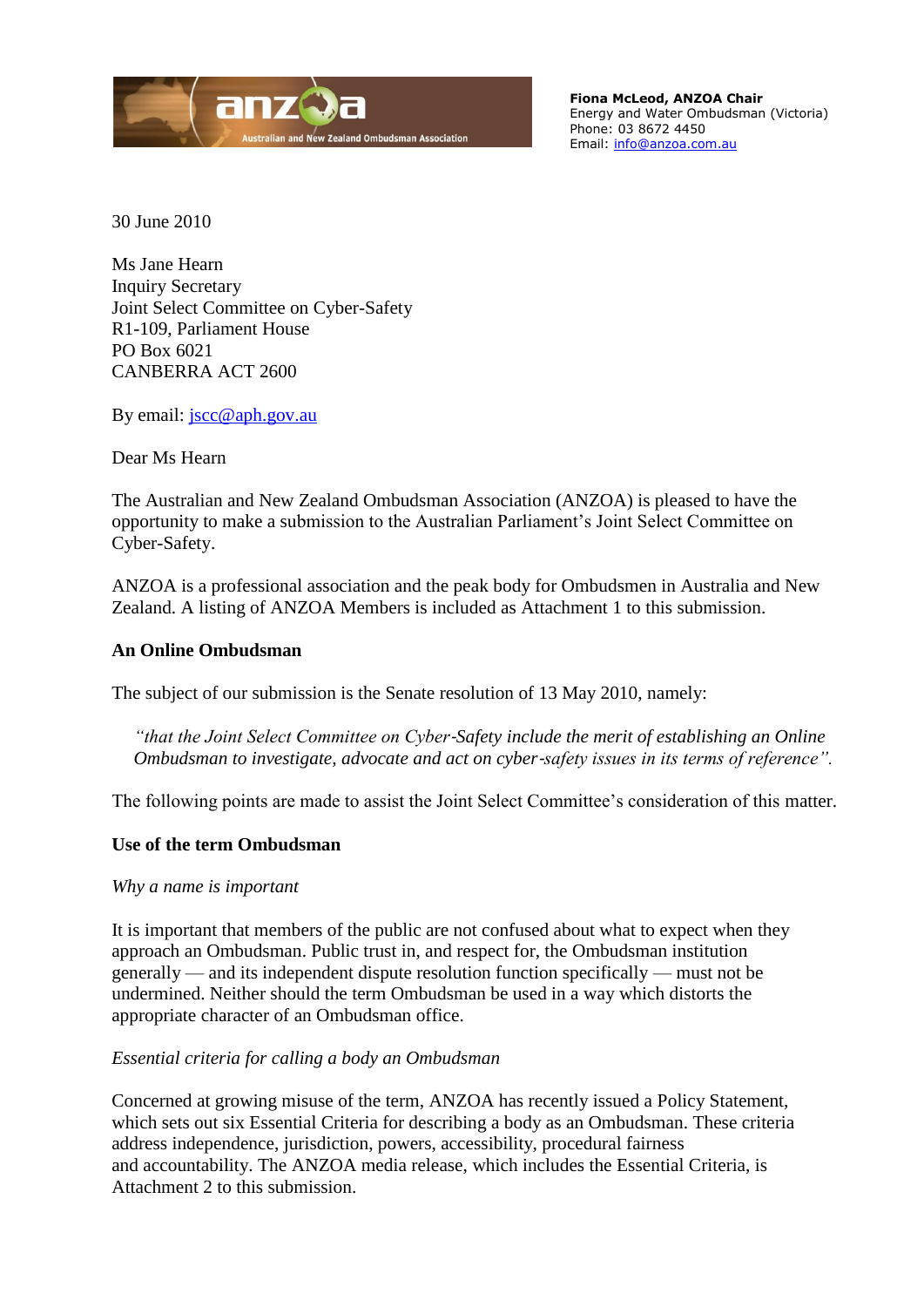Australian and New Zealand Ombudsman Association

**Fiona McLeod, ANZOA Chair**
Energy and Water Ombudsman (Victoria)
Phone: 03 8672 4450
Email: info@anzoa.com.au

30 June 2010

Ms Jane Hearn
Inquiry Secretary
Joint Select Committee on Cyber-Safety
R1-109, Parliament House
PO Box 6021
CANBERRA ACT 2600

By email: jscc@aph.gov.au

Dear Ms Hearn

The Australian and New Zealand Ombudsman Association (ANZOA) is pleased to have the opportunity to make a submission to the Australian Parliament's Joint Select Committee on Cyber-Safety.

ANZOA is a professional association and the peak body for Ombudsmen in Australia and New Zealand. A listing of ANZOA Members is included as Attachment 1 to this submission.

**An Online Ombudsman**

The subject of our submission is the Senate resolution of 13 May 2010, namely:

> *"that the Joint Select Committee on Cyber-Safety include the merit of establishing an Online Ombudsman to investigate, advocate and act on cyber-safety issues in its terms of reference".*

The following points are made to assist the Joint Select Committee's consideration of this matter.

**Use of the term Ombudsman**

*Why a name is important*

It is important that members of the public are not confused about what to expect when they approach an Ombudsman. Public trust in, and respect for, the Ombudsman institution generally — and its independent dispute resolution function specifically — must not be undermined. Neither should the term Ombudsman be used in a way which distorts the appropriate character of an Ombudsman office.

*Essential criteria for calling a body an Ombudsman*

Concerned at growing misuse of the term, ANZOA has recently issued a Policy Statement, which sets out six Essential Criteria for describing a body as an Ombudsman. These criteria address independence, jurisdiction, powers, accessibility, procedural fairness and accountability. The ANZOA media release, which includes the Essential Criteria, is Attachment 2 to this submission.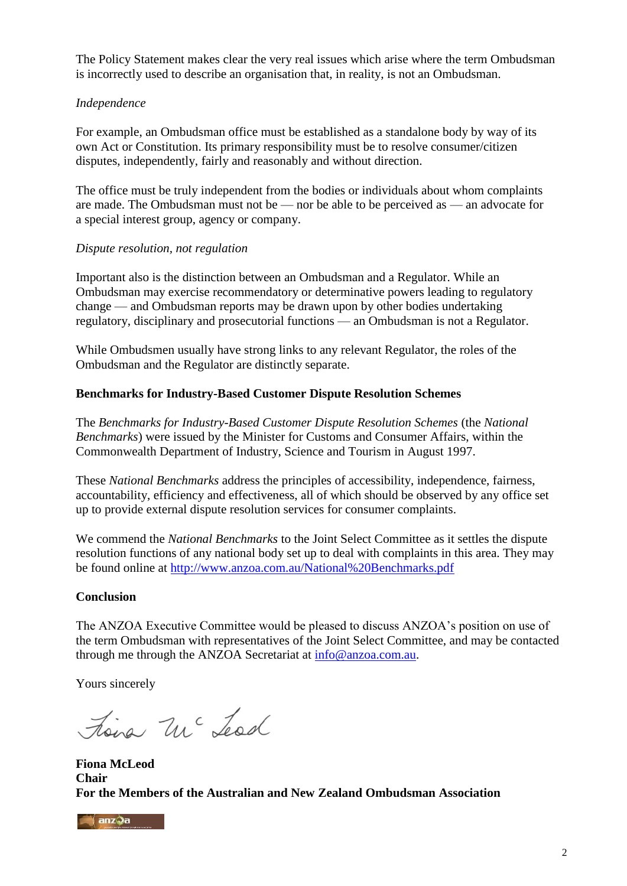The Policy Statement makes clear the very real issues which arise where the term Ombudsman is incorrectly used to describe an organisation that, in reality, is not an Ombudsman.

*Independence*

For example, an Ombudsman office must be established as a standalone body by way of its own Act or Constitution. Its primary responsibility must be to resolve consumer/citizen disputes, independently, fairly and reasonably and without direction.

The office must be truly independent from the bodies or individuals about whom complaints are made. The Ombudsman must not be — nor be able to be perceived as — an advocate for a special interest group, agency or company.

*Dispute resolution, not regulation*

Important also is the distinction between an Ombudsman and a Regulator. While an Ombudsman may exercise recommendatory or determinative powers leading to regulatory change — and Ombudsman reports may be drawn upon by other bodies undertaking regulatory, disciplinary and prosecutorial functions — an Ombudsman is not a Regulator.

While Ombudsmen usually have strong links to any relevant Regulator, the roles of the Ombudsman and the Regulator are distinctly separate.

**Benchmarks for Industry-Based Customer Dispute Resolution Schemes**

The *Benchmarks for Industry-Based Customer Dispute Resolution Schemes* (the *National Benchmarks*) were issued by the Minister for Customs and Consumer Affairs, within the Commonwealth Department of Industry, Science and Tourism in August 1997.

These *National Benchmarks* address the principles of accessibility, independence, fairness, accountability, efficiency and effectiveness, all of which should be observed by any office set up to provide external dispute resolution services for consumer complaints.

We commend the *National Benchmarks* to the Joint Select Committee as it settles the dispute resolution functions of any national body set up to deal with complaints in this area. They may be found online at http://www.anzoa.com.au/National%20Benchmarks.pdf

**Conclusion**

The ANZOA Executive Committee would be pleased to discuss ANZOA's position on use of the term Ombudsman with representatives of the Joint Select Committee, and may be contacted through me through the ANZOA Secretariat at info@anzoa.com.au.

Yours sincerely

Fiona McLeod

**Fiona McLeod**
**Chair**
**For the Members of the Australian and New Zealand Ombudsman Association**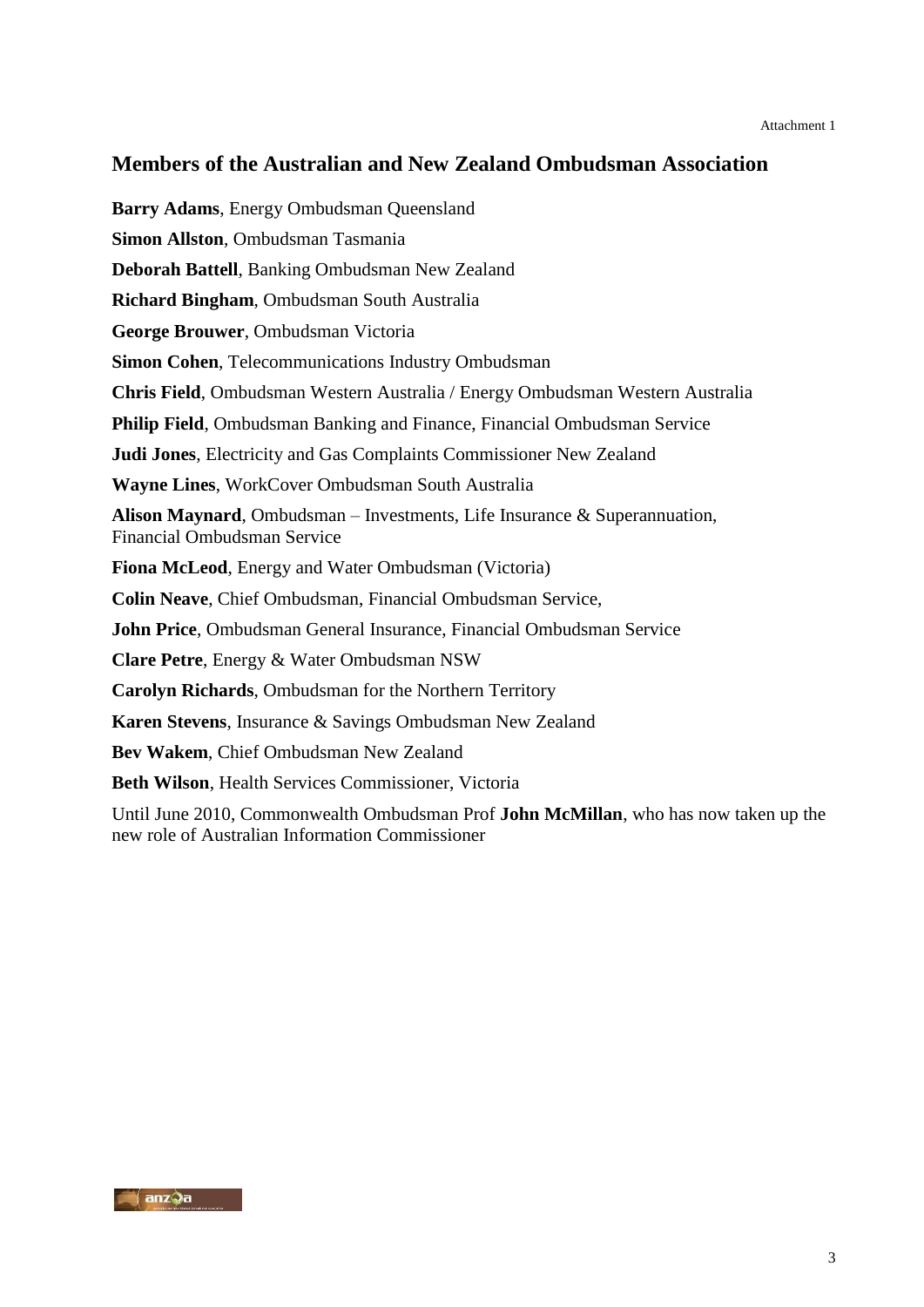Attachment 1

## Members of the Australian and New Zealand Ombudsman Association

**Barry Adams**, Energy Ombudsman Queensland

**Simon Allston**, Ombudsman Tasmania

**Deborah Battell**, Banking Ombudsman New Zealand

**Richard Bingham**, Ombudsman South Australia

**George Brouwer**, Ombudsman Victoria

**Simon Cohen**, Telecommunications Industry Ombudsman

**Chris Field**, Ombudsman Western Australia / Energy Ombudsman Western Australia

**Philip Field**, Ombudsman Banking and Finance, Financial Ombudsman Service

**Judi Jones**, Electricity and Gas Complaints Commissioner New Zealand

**Wayne Lines**, WorkCover Ombudsman South Australia

**Alison Maynard**, Ombudsman – Investments, Life Insurance & Superannuation, Financial Ombudsman Service

**Fiona McLeod**, Energy and Water Ombudsman (Victoria)

**Colin Neave**, Chief Ombudsman, Financial Ombudsman Service,

**John Price**, Ombudsman General Insurance, Financial Ombudsman Service

**Clare Petre**, Energy & Water Ombudsman NSW

**Carolyn Richards**, Ombudsman for the Northern Territory

**Karen Stevens**, Insurance & Savings Ombudsman New Zealand

**Bev Wakem**, Chief Ombudsman New Zealand

**Beth Wilson**, Health Services Commissioner, Victoria

Until June 2010, Commonwealth Ombudsman Prof **John McMillan**, who has now taken up the new role of Australian Information Commissioner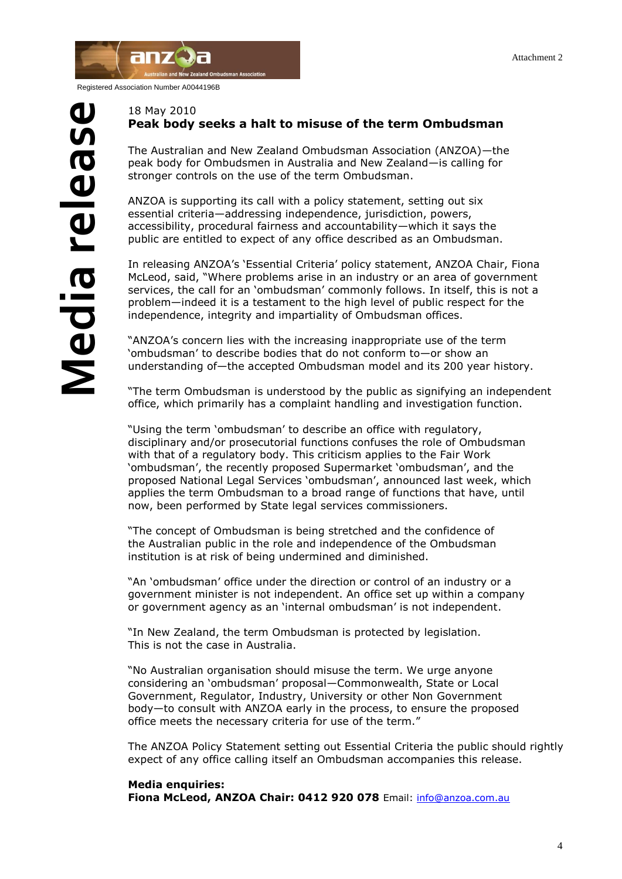Attachment 2

anzoa — Australian and New Zealand Ombudsman Association

Registered Association Number A0044196B

**Media release**

18 May 2010

## Peak body seeks a halt to misuse of the term Ombudsman

The Australian and New Zealand Ombudsman Association (ANZOA)—the peak body for Ombudsmen in Australia and New Zealand—is calling for stronger controls on the use of the term Ombudsman.

ANZOA is supporting its call with a policy statement, setting out six essential criteria—addressing independence, jurisdiction, powers, accessibility, procedural fairness and accountability—which it says the public are entitled to expect of any office described as an Ombudsman.

In releasing ANZOA's 'Essential Criteria' policy statement, ANZOA Chair, Fiona McLeod, said, "Where problems arise in an industry or an area of government services, the call for an 'ombudsman' commonly follows. In itself, this is not a problem—indeed it is a testament to the high level of public respect for the independence, integrity and impartiality of Ombudsman offices.

"ANZOA's concern lies with the increasing inappropriate use of the term 'ombudsman' to describe bodies that do not conform to—or show an understanding of—the accepted Ombudsman model and its 200 year history.

"The term Ombudsman is understood by the public as signifying an independent office, which primarily has a complaint handling and investigation function.

"Using the term 'ombudsman' to describe an office with regulatory, disciplinary and/or prosecutorial functions confuses the role of Ombudsman with that of a regulatory body. This criticism applies to the Fair Work 'ombudsman', the recently proposed Supermarket 'ombudsman', and the proposed National Legal Services 'ombudsman', announced last week, which applies the term Ombudsman to a broad range of functions that have, until now, been performed by State legal services commissioners.

"The concept of Ombudsman is being stretched and the confidence of the Australian public in the role and independence of the Ombudsman institution is at risk of being undermined and diminished.

"An 'ombudsman' office under the direction or control of an industry or a government minister is not independent. An office set up within a company or government agency as an 'internal ombudsman' is not independent.

"In New Zealand, the term Ombudsman is protected by legislation. This is not the case in Australia.

"No Australian organisation should misuse the term. We urge anyone considering an 'ombudsman' proposal—Commonwealth, State or Local Government, Regulator, Industry, University or other Non Government body—to consult with ANZOA early in the process, to ensure the proposed office meets the necessary criteria for use of the term."

The ANZOA Policy Statement setting out Essential Criteria the public should rightly expect of any office calling itself an Ombudsman accompanies this release.

**Media enquiries:**
**Fiona McLeod, ANZOA Chair: 0412 920 078** Email: info@anzoa.com.au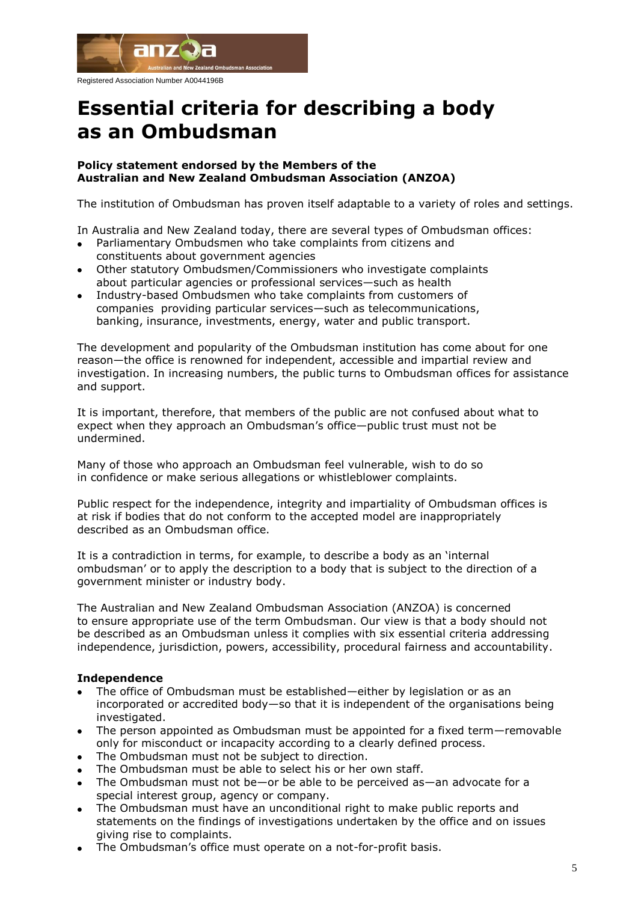Registered Association Number A0044196B

# Essential criteria for describing a body as an Ombudsman

**Policy statement endorsed by the Members of the Australian and New Zealand Ombudsman Association (ANZOA)**

The institution of Ombudsman has proven itself adaptable to a variety of roles and settings.

In Australia and New Zealand today, there are several types of Ombudsman offices:

- Parliamentary Ombudsmen who take complaints from citizens and constituents about government agencies
- Other statutory Ombudsmen/Commissioners who investigate complaints about particular agencies or professional services—such as health
- Industry-based Ombudsmen who take complaints from customers of companies providing particular services—such as telecommunications, banking, insurance, investments, energy, water and public transport.

The development and popularity of the Ombudsman institution has come about for one reason—the office is renowned for independent, accessible and impartial review and investigation. In increasing numbers, the public turns to Ombudsman offices for assistance and support.

It is important, therefore, that members of the public are not confused about what to expect when they approach an Ombudsman's office—public trust must not be undermined.

Many of those who approach an Ombudsman feel vulnerable, wish to do so in confidence or make serious allegations or whistleblower complaints.

Public respect for the independence, integrity and impartiality of Ombudsman offices is at risk if bodies that do not conform to the accepted model are inappropriately described as an Ombudsman office.

It is a contradiction in terms, for example, to describe a body as an 'internal ombudsman' or to apply the description to a body that is subject to the direction of a government minister or industry body.

The Australian and New Zealand Ombudsman Association (ANZOA) is concerned to ensure appropriate use of the term Ombudsman. Our view is that a body should not be described as an Ombudsman unless it complies with six essential criteria addressing independence, jurisdiction, powers, accessibility, procedural fairness and accountability.

**Independence**

- The office of Ombudsman must be established—either by legislation or as an incorporated or accredited body—so that it is independent of the organisations being investigated.
- The person appointed as Ombudsman must be appointed for a fixed term—removable only for misconduct or incapacity according to a clearly defined process.
- The Ombudsman must not be subject to direction.
- The Ombudsman must be able to select his or her own staff.
- The Ombudsman must not be—or be able to be perceived as—an advocate for a special interest group, agency or company.
- The Ombudsman must have an unconditional right to make public reports and statements on the findings of investigations undertaken by the office and on issues giving rise to complaints.
- The Ombudsman's office must operate on a not-for-profit basis.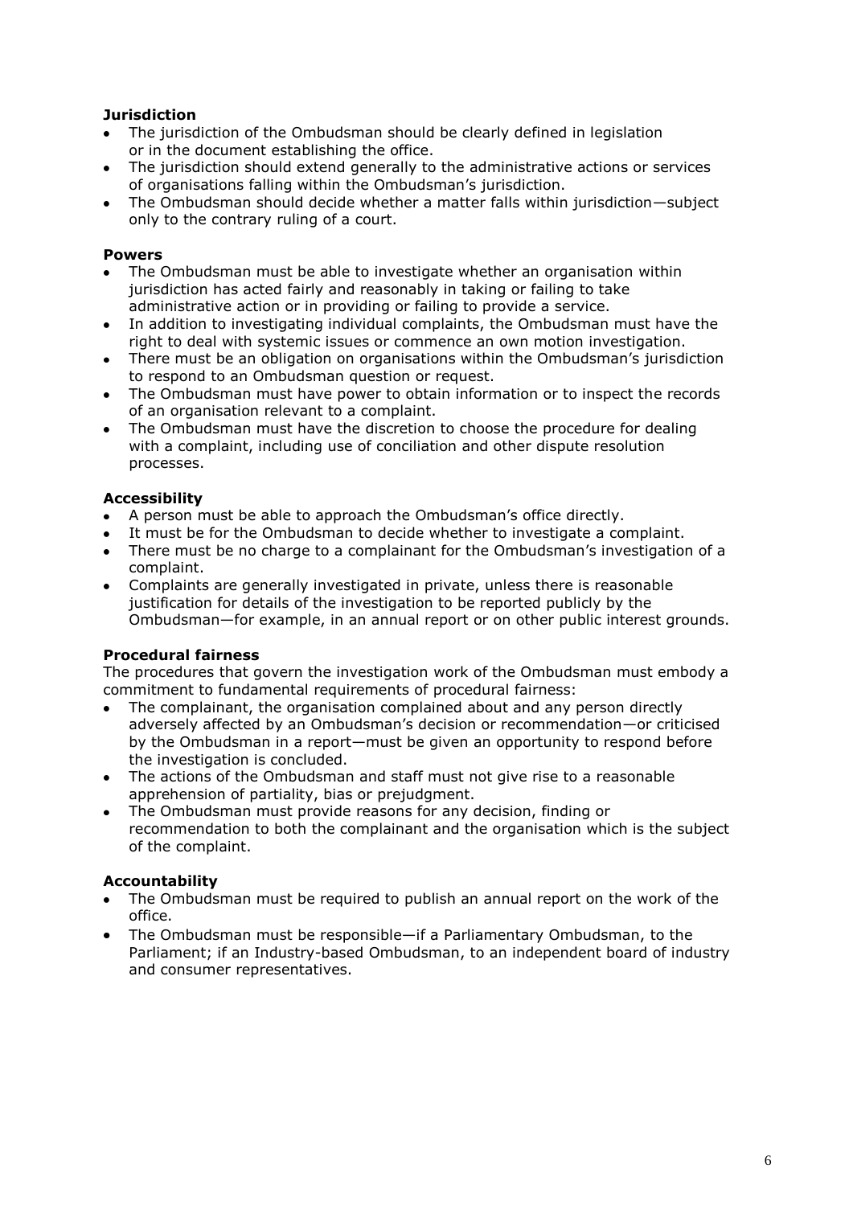**Jurisdiction**

- The jurisdiction of the Ombudsman should be clearly defined in legislation or in the document establishing the office.
- The jurisdiction should extend generally to the administrative actions or services of organisations falling within the Ombudsman's jurisdiction.
- The Ombudsman should decide whether a matter falls within jurisdiction—subject only to the contrary ruling of a court.

**Powers**

- The Ombudsman must be able to investigate whether an organisation within jurisdiction has acted fairly and reasonably in taking or failing to take administrative action or in providing or failing to provide a service.
- In addition to investigating individual complaints, the Ombudsman must have the right to deal with systemic issues or commence an own motion investigation.
- There must be an obligation on organisations within the Ombudsman's jurisdiction to respond to an Ombudsman question or request.
- The Ombudsman must have power to obtain information or to inspect the records of an organisation relevant to a complaint.
- The Ombudsman must have the discretion to choose the procedure for dealing with a complaint, including use of conciliation and other dispute resolution processes.

**Accessibility**

- A person must be able to approach the Ombudsman's office directly.
- It must be for the Ombudsman to decide whether to investigate a complaint.
- There must be no charge to a complainant for the Ombudsman's investigation of a complaint.
- Complaints are generally investigated in private, unless there is reasonable justification for details of the investigation to be reported publicly by the Ombudsman—for example, in an annual report or on other public interest grounds.

**Procedural fairness**

The procedures that govern the investigation work of the Ombudsman must embody a commitment to fundamental requirements of procedural fairness:

- The complainant, the organisation complained about and any person directly adversely affected by an Ombudsman's decision or recommendation—or criticised by the Ombudsman in a report—must be given an opportunity to respond before the investigation is concluded.
- The actions of the Ombudsman and staff must not give rise to a reasonable apprehension of partiality, bias or prejudgment.
- The Ombudsman must provide reasons for any decision, finding or recommendation to both the complainant and the organisation which is the subject of the complaint.

**Accountability**

- The Ombudsman must be required to publish an annual report on the work of the office.
- The Ombudsman must be responsible—if a Parliamentary Ombudsman, to the Parliament; if an Industry-based Ombudsman, to an independent board of industry and consumer representatives.